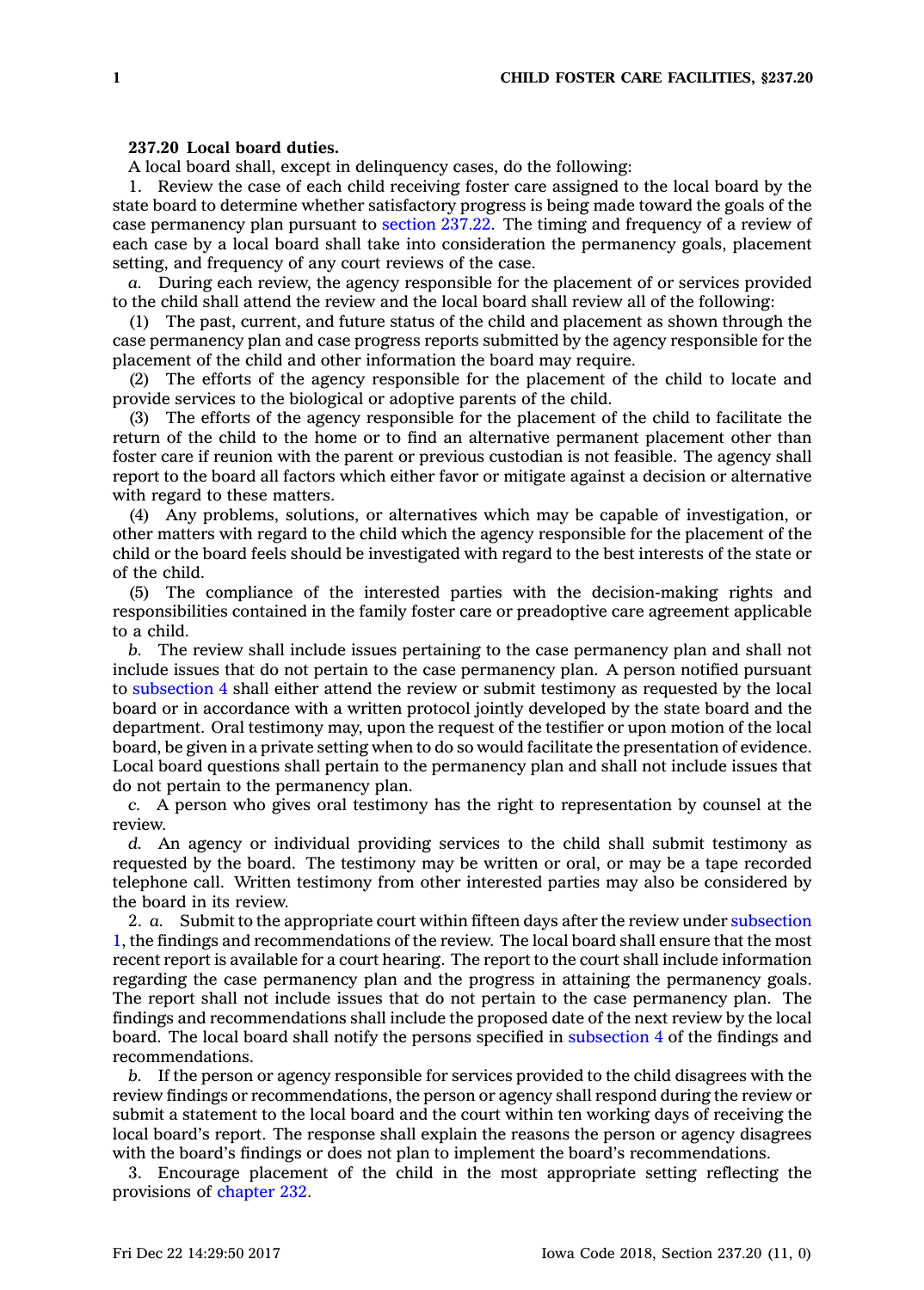**237.20 Local board duties.**

A local board shall, except in delinquency cases, do the following:

1. Review the case of each child receiving foster care assigned to the local board by the state board to determine whether satisfactory progress is being made toward the goals of the case permanency plan pursuant to section 237.22. The timing and frequency of a review of each case by a local board shall take into consideration the permanency goals, placement setting, and frequency of any court reviews of the case.

*a.* During each review, the agency responsible for the placement of or services provided to the child shall attend the review and the local board shall review all of the following:

(1) The past, current, and future status of the child and placement as shown through the case permanency plan and case progress reports submitted by the agency responsible for the placement of the child and other information the board may require.

(2) The efforts of the agency responsible for the placement of the child to locate and provide services to the biological or adoptive parents of the child.

(3) The efforts of the agency responsible for the placement of the child to facilitate the return of the child to the home or to find an alternative permanent placement other than foster care if reunion with the parent or previous custodian is not feasible. The agency shall report to the board all factors which either favor or mitigate against a decision or alternative with regard to these matters.

(4) Any problems, solutions, or alternatives which may be capable of investigation, or other matters with regard to the child which the agency responsible for the placement of the child or the board feels should be investigated with regard to the best interests of the state or of the child.

(5) The compliance of the interested parties with the decision-making rights and responsibilities contained in the family foster care or preadoptive care agreement applicable to a child.

*b.* The review shall include issues pertaining to the case permanency plan and shall not include issues that do not pertain to the case permanency plan. A person notified pursuant to subsection 4 shall either attend the review or submit testimony as requested by the local board or in accordance with a written protocol jointly developed by the state board and the department. Oral testimony may, upon the request of the testifier or upon motion of the local board, be given in a private setting when to do so would facilitate the presentation of evidence. Local board questions shall pertain to the permanency plan and shall not include issues that do not pertain to the permanency plan.

*c.* A person who gives oral testimony has the right to representation by counsel at the review.

*d.* An agency or individual providing services to the child shall submit testimony as requested by the board. The testimony may be written or oral, or may be a tape recorded telephone call. Written testimony from other interested parties may also be considered by the board in its review.

2. *a.* Submit to the appropriate court within fifteen days after the review under subsection 1, the findings and recommendations of the review. The local board shall ensure that the most recent report is available for a court hearing. The report to the court shall include information regarding the case permanency plan and the progress in attaining the permanency goals. The report shall not include issues that do not pertain to the case permanency plan. The findings and recommendations shall include the proposed date of the next review by the local board. The local board shall notify the persons specified in subsection 4 of the findings and recommendations.

*b.* If the person or agency responsible for services provided to the child disagrees with the review findings or recommendations, the person or agency shall respond during the review or submit a statement to the local board and the court within ten working days of receiving the local board's report. The response shall explain the reasons the person or agency disagrees with the board's findings or does not plan to implement the board's recommendations.

3. Encourage placement of the child in the most appropriate setting reflecting the provisions of chapter 232.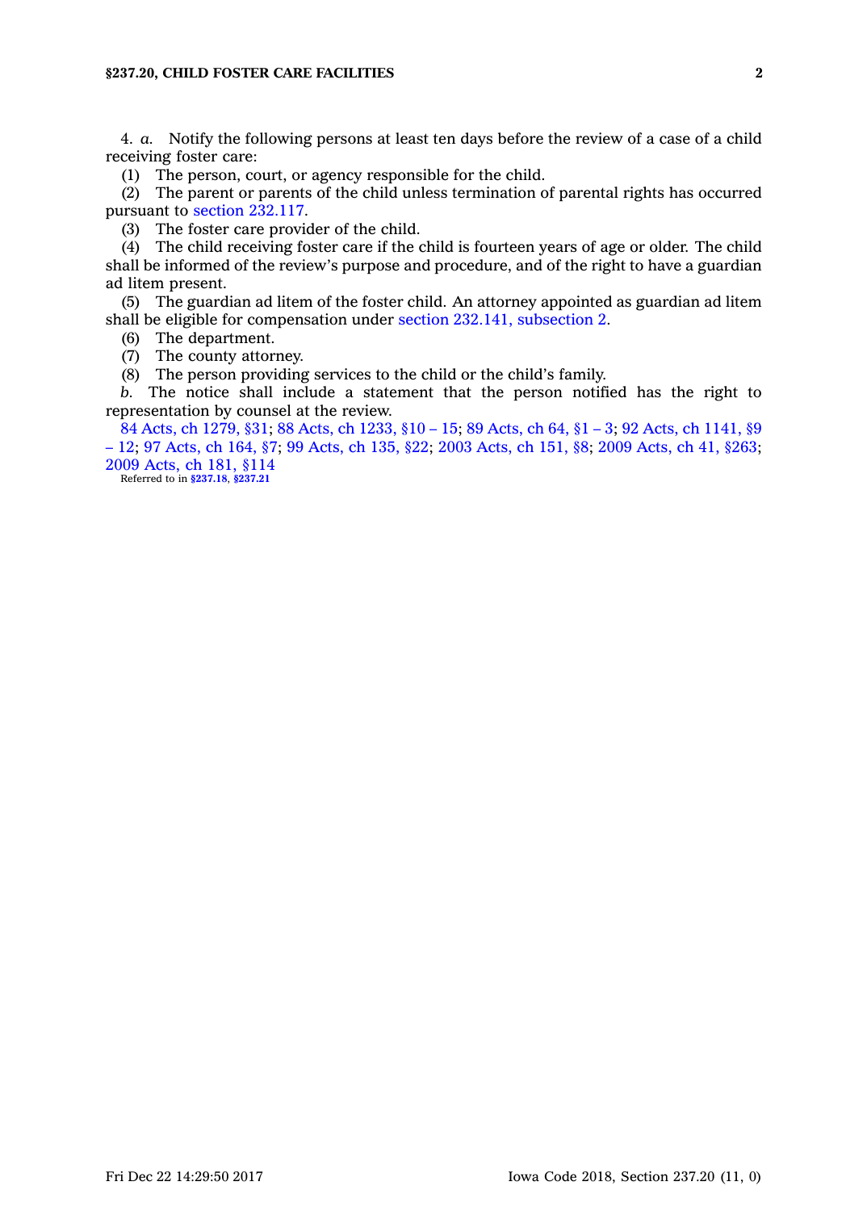4. *a.* Notify the following persons at least ten days before the review of a case of a child receiving foster care:

(1) The person, court, or agency responsible for the child.

(2) The parent or parents of the child unless termination of parental rights has occurred pursuant to section 232.117.

(3) The foster care provider of the child.

(4) The child receiving foster care if the child is fourteen years of age or older. The child shall be informed of the review's purpose and procedure, and of the right to have a guardian ad litem present.

(5) The guardian ad litem of the foster child. An attorney appointed as guardian ad litem shall be eligible for compensation under section 232.141, subsection 2.

(6) The department.

(7) The county attorney.

(8) The person providing services to the child or the child's family.

*b.* The notice shall include a statement that the person notified has the right to representation by counsel at the review.

84 Acts, ch 1279, §31; 88 Acts, ch 1233, §10 – 15; 89 Acts, ch 64, §1 – 3; 92 Acts, ch 1141, §9 – 12; 97 Acts, ch 164, §7; 99 Acts, ch 135, §22; 2003 Acts, ch 151, §8; 2009 Acts, ch 41, §263; 2009 Acts, ch 181, §114

Referred to in **§237.18**, **§237.21**